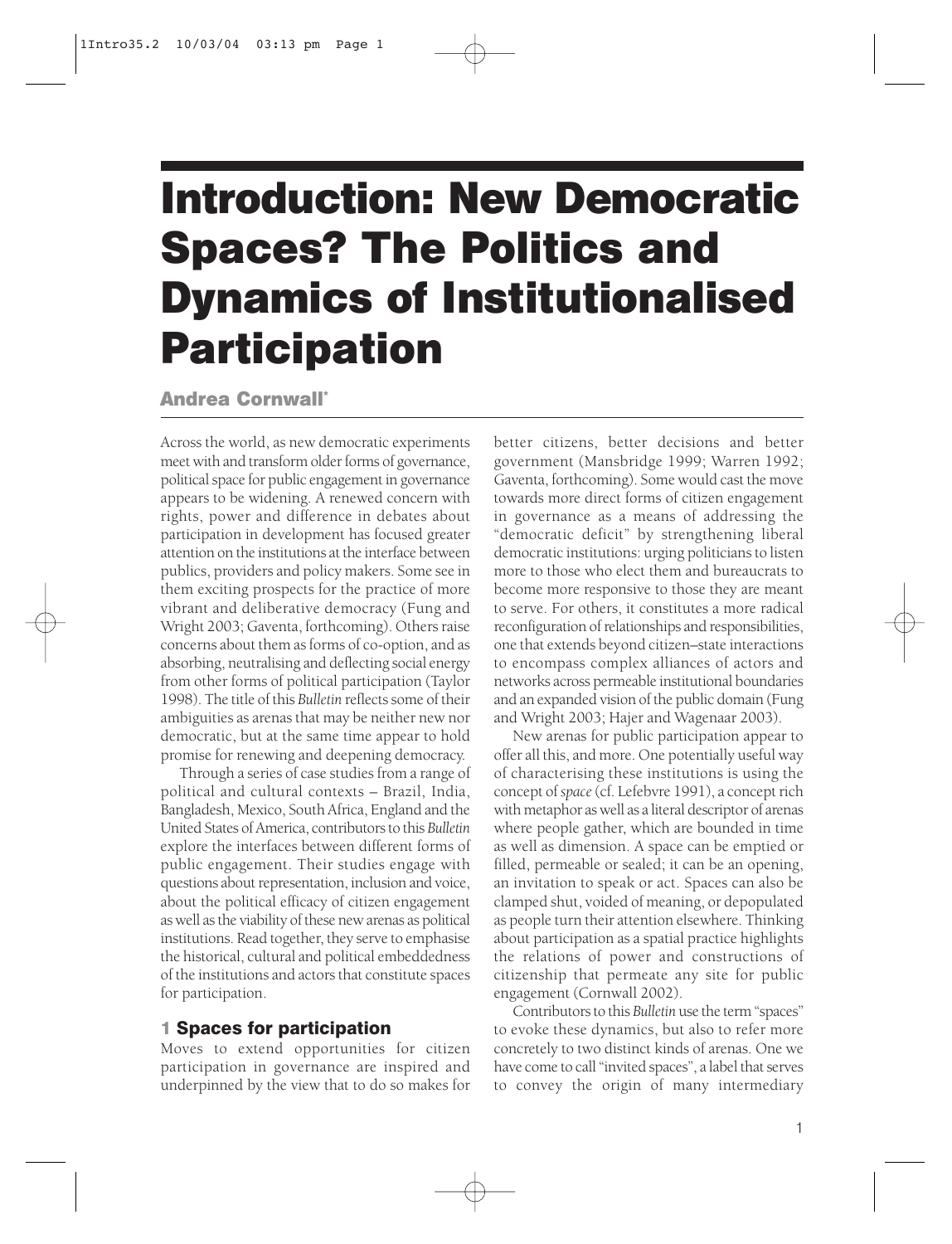# Introduction: New Democratic Spaces? The Politics and Dynamics of Institutionalised Participation

**Andrea Cornwall***

Across the world, as new democratic experiments meet with and transform older forms of governance, political space for public engagement in governance appears to be widening. A renewed concern with rights, power and difference in debates about participation in development has focused greater attention on the institutions at the interface between publics, providers and policy makers. Some see in them exciting prospects for the practice of more vibrant and deliberative democracy (Fung and Wright 2003; Gaventa, forthcoming). Others raise concerns about them as forms of co-option, and as absorbing, neutralising and deflecting social energy from other forms of political participation (Taylor 1998). The title of this *Bulletin* reflects some of their ambiguities as arenas that may be neither new nor democratic, but at the same time appear to hold promise for renewing and deepening democracy.

Through a series of case studies from a range of political and cultural contexts – Brazil, India, Bangladesh, Mexico, South Africa, England and the United States of America, contributors to this *Bulletin* explore the interfaces between different forms of public engagement. Their studies engage with questions about representation, inclusion and voice, about the political efficacy of citizen engagement as well as the viability of these new arenas as political institutions. Read together, they serve to emphasise the historical, cultural and political embeddedness of the institutions and actors that constitute spaces for participation.

## 1 Spaces for participation

Moves to extend opportunities for citizen participation in governance are inspired and underpinned by the view that to do so makes for better citizens, better decisions and better government (Mansbridge 1999; Warren 1992; Gaventa, forthcoming). Some would cast the move towards more direct forms of citizen engagement in governance as a means of addressing the "democratic deficit" by strengthening liberal democratic institutions: urging politicians to listen more to those who elect them and bureaucrats to become more responsive to those they are meant to serve. For others, it constitutes a more radical reconfiguration of relationships and responsibilities, one that extends beyond citizen–state interactions to encompass complex alliances of actors and networks across permeable institutional boundaries and an expanded vision of the public domain (Fung and Wright 2003; Hajer and Wagenaar 2003).

New arenas for public participation appear to offer all this, and more. One potentially useful way of characterising these institutions is using the concept of *space* (cf. Lefebvre 1991), a concept rich with metaphor as well as a literal descriptor of arenas where people gather, which are bounded in time as well as dimension. A space can be emptied or filled, permeable or sealed; it can be an opening, an invitation to speak or act. Spaces can also be clamped shut, voided of meaning, or depopulated as people turn their attention elsewhere. Thinking about participation as a spatial practice highlights the relations of power and constructions of citizenship that permeate any site for public engagement (Cornwall 2002).

Contributors to this *Bulletin* use the term "spaces" to evoke these dynamics, but also to refer more concretely to two distinct kinds of arenas. One we have come to call "invited spaces", a label that serves to convey the origin of many intermediary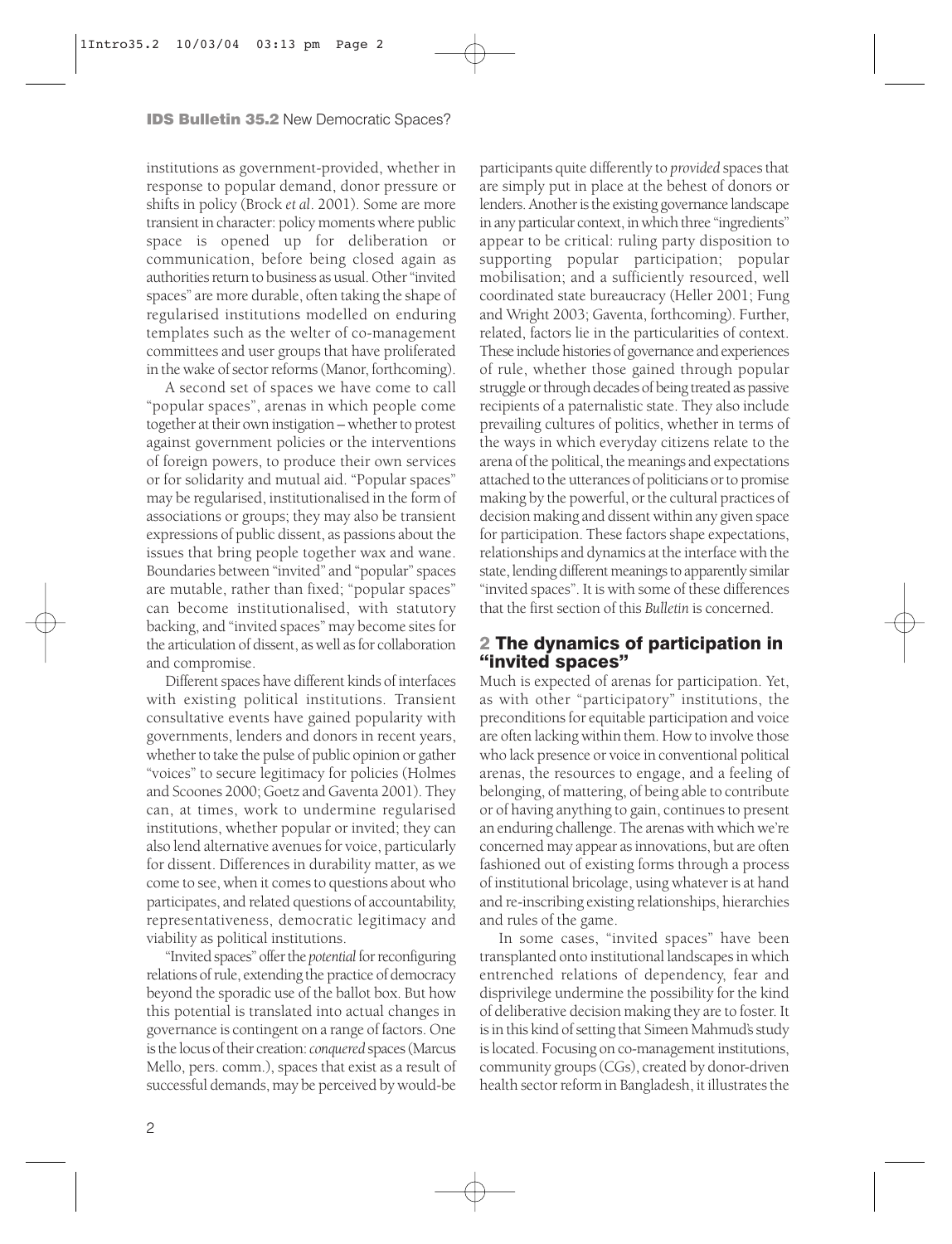institutions as government-provided, whether in response to popular demand, donor pressure or shifts in policy (Brock *et al*. 2001). Some are more transient in character: policy moments where public space is opened up for deliberation or communication, before being closed again as authorities return to business as usual. Other "invited spaces" are more durable, often taking the shape of regularised institutions modelled on enduring templates such as the welter of co-management committees and user groups that have proliferated in the wake of sector reforms (Manor, forthcoming).

A second set of spaces we have come to call "popular spaces", arenas in which people come together at their own instigation – whether to protest against government policies or the interventions of foreign powers, to produce their own services or for solidarity and mutual aid. "Popular spaces" may be regularised, institutionalised in the form of associations or groups; they may also be transient expressions of public dissent, as passions about the issues that bring people together wax and wane. Boundaries between "invited" and "popular" spaces are mutable, rather than fixed; "popular spaces" can become institutionalised, with statutory backing, and "invited spaces" may become sites for the articulation of dissent, as well as for collaboration and compromise.

Different spaces have different kinds of interfaces with existing political institutions. Transient consultative events have gained popularity with governments, lenders and donors in recent years, whether to take the pulse of public opinion or gather "voices" to secure legitimacy for policies (Holmes and Scoones 2000; Goetz and Gaventa 2001). They can, at times, work to undermine regularised institutions, whether popular or invited; they can also lend alternative avenues for voice, particularly for dissent. Differences in durability matter, as we come to see, when it comes to questions about who participates, and related questions of accountability, representativeness, democratic legitimacy and viability as political institutions.

"Invited spaces" offer the *potential* for reconfiguring relations of rule, extending the practice of democracy beyond the sporadic use of the ballot box. But how this potential is translated into actual changes in governance is contingent on a range of factors. One is the locus of their creation: *conquered* spaces (Marcus Mello, pers. comm.), spaces that exist as a result of successful demands, may be perceived by would-be participants quite differently to *provided* spaces that are simply put in place at the behest of donors or lenders. Another is the existing governance landscape in any particular context, in which three "ingredients" appear to be critical: ruling party disposition to supporting popular participation; popular mobilisation; and a sufficiently resourced, well coordinated state bureaucracy (Heller 2001; Fung and Wright 2003; Gaventa, forthcoming). Further, related, factors lie in the particularities of context. These include histories of governance and experiences of rule, whether those gained through popular struggle or through decades of being treated as passive recipients of a paternalistic state. They also include prevailing cultures of politics, whether in terms of the ways in which everyday citizens relate to the arena of the political, the meanings and expectations attached to the utterances of politicians or to promise making by the powerful, or the cultural practices of decision making and dissent within any given space for participation. These factors shape expectations, relationships and dynamics at the interface with the state, lending different meanings to apparently similar "invited spaces". It is with some of these differences that the first section of this *Bulletin* is concerned.

## 2 The dynamics of participation in "invited spaces"

Much is expected of arenas for participation. Yet, as with other "participatory" institutions, the preconditions for equitable participation and voice are often lacking within them. How to involve those who lack presence or voice in conventional political arenas, the resources to engage, and a feeling of belonging, of mattering, of being able to contribute or of having anything to gain, continues to present an enduring challenge. The arenas with which we're concerned may appear as innovations, but are often fashioned out of existing forms through a process of institutional bricolage, using whatever is at hand and re-inscribing existing relationships, hierarchies and rules of the game.

In some cases, "invited spaces" have been transplanted onto institutional landscapes in which entrenched relations of dependency, fear and disprivilege undermine the possibility for the kind of deliberative decision making they are to foster. It is in this kind of setting that Simeen Mahmud's study is located. Focusing on co-management institutions, community groups (CGs), created by donor-driven health sector reform in Bangladesh, it illustrates the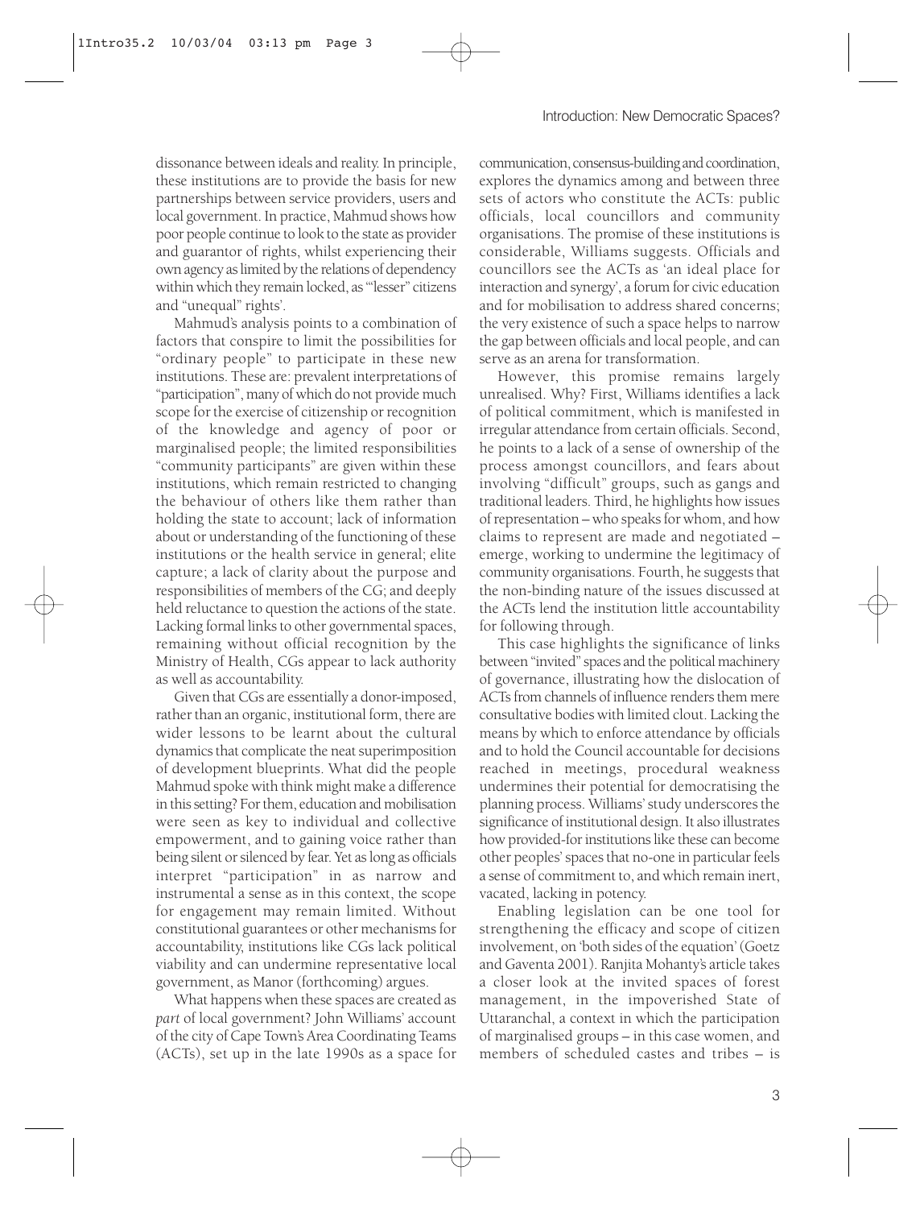dissonance between ideals and reality. In principle, these institutions are to provide the basis for new partnerships between service providers, users and local government. In practice, Mahmud shows how poor people continue to look to the state as provider and guarantor of rights, whilst experiencing their own agency as limited by the relations of dependency within which they remain locked, as '"lesser" citizens and "unequal" rights'.

Mahmud's analysis points to a combination of factors that conspire to limit the possibilities for "ordinary people" to participate in these new institutions. These are: prevalent interpretations of "participation", many of which do not provide much scope for the exercise of citizenship or recognition of the knowledge and agency of poor or marginalised people; the limited responsibilities "community participants" are given within these institutions, which remain restricted to changing the behaviour of others like them rather than holding the state to account; lack of information about or understanding of the functioning of these institutions or the health service in general; elite capture; a lack of clarity about the purpose and responsibilities of members of the CG; and deeply held reluctance to question the actions of the state. Lacking formal links to other governmental spaces, remaining without official recognition by the Ministry of Health, CGs appear to lack authority as well as accountability.

Given that CGs are essentially a donor-imposed, rather than an organic, institutional form, there are wider lessons to be learnt about the cultural dynamics that complicate the neat superimposition of development blueprints. What did the people Mahmud spoke with think might make a difference in this setting? For them, education and mobilisation were seen as key to individual and collective empowerment, and to gaining voice rather than being silent or silenced by fear. Yet as long as officials interpret "participation" in as narrow and instrumental a sense as in this context, the scope for engagement may remain limited. Without constitutional guarantees or other mechanisms for accountability, institutions like CGs lack political viability and can undermine representative local government, as Manor (forthcoming) argues.

What happens when these spaces are created as *part* of local government? John Williams' account of the city of Cape Town's Area Coordinating Teams (ACTs), set up in the late 1990s as a space for communication, consensus-building and coordination, explores the dynamics among and between three sets of actors who constitute the ACTs: public officials, local councillors and community organisations. The promise of these institutions is considerable, Williams suggests. Officials and councillors see the ACTs as 'an ideal place for interaction and synergy', a forum for civic education and for mobilisation to address shared concerns; the very existence of such a space helps to narrow the gap between officials and local people, and can serve as an arena for transformation.

However, this promise remains largely unrealised. Why? First, Williams identifies a lack of political commitment, which is manifested in irregular attendance from certain officials. Second, he points to a lack of a sense of ownership of the process amongst councillors, and fears about involving "difficult" groups, such as gangs and traditional leaders. Third, he highlights how issues of representation – who speaks for whom, and how claims to represent are made and negotiated – emerge, working to undermine the legitimacy of community organisations. Fourth, he suggests that the non-binding nature of the issues discussed at the ACTs lend the institution little accountability for following through.

This case highlights the significance of links between "invited" spaces and the political machinery of governance, illustrating how the dislocation of ACTs from channels of influence renders them mere consultative bodies with limited clout. Lacking the means by which to enforce attendance by officials and to hold the Council accountable for decisions reached in meetings, procedural weakness undermines their potential for democratising the planning process. Williams' study underscores the significance of institutional design. It also illustrates how provided-for institutions like these can become other peoples' spaces that no-one in particular feels a sense of commitment to, and which remain inert, vacated, lacking in potency.

Enabling legislation can be one tool for strengthening the efficacy and scope of citizen involvement, on 'both sides of the equation' (Goetz and Gaventa 2001). Ranjita Mohanty's article takes a closer look at the invited spaces of forest management, in the impoverished State of Uttaranchal, a context in which the participation of marginalised groups – in this case women, and members of scheduled castes and tribes – is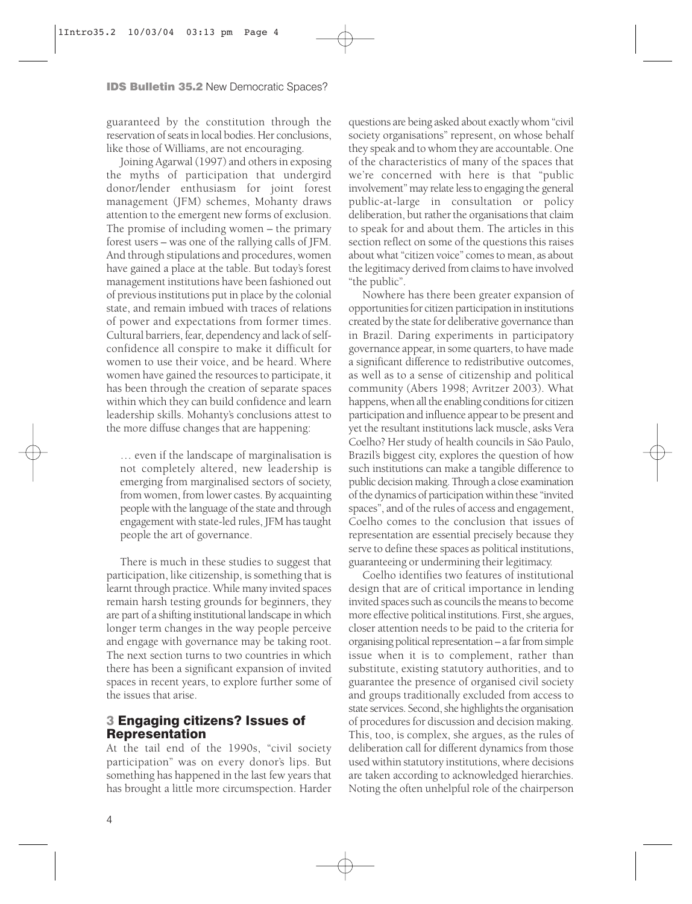guaranteed by the constitution through the reservation of seats in local bodies. Her conclusions, like those of Williams, are not encouraging.

Joining Agarwal (1997) and others in exposing the myths of participation that undergird donor/lender enthusiasm for joint forest management (JFM) schemes, Mohanty draws attention to the emergent new forms of exclusion. The promise of including women – the primary forest users – was one of the rallying calls of JFM. And through stipulations and procedures, women have gained a place at the table. But today's forest management institutions have been fashioned out of previous institutions put in place by the colonial state, and remain imbued with traces of relations of power and expectations from former times. Cultural barriers, fear, dependency and lack of self-confidence all conspire to make it difficult for women to use their voice, and be heard. Where women have gained the resources to participate, it has been through the creation of separate spaces within which they can build confidence and learn leadership skills. Mohanty's conclusions attest to the more diffuse changes that are happening:

> … even if the landscape of marginalisation is not completely altered, new leadership is emerging from marginalised sectors of society, from women, from lower castes. By acquainting people with the language of the state and through engagement with state-led rules, JFM has taught people the art of governance.

There is much in these studies to suggest that participation, like citizenship, is something that is learnt through practice. While many invited spaces remain harsh testing grounds for beginners, they are part of a shifting institutional landscape in which longer term changes in the way people perceive and engage with governance may be taking root. The next section turns to two countries in which there has been a significant expansion of invited spaces in recent years, to explore further some of the issues that arise.

## 3 Engaging citizens? Issues of Representation

At the tail end of the 1990s, "civil society participation" was on every donor's lips. But something has happened in the last few years that has brought a little more circumspection. Harder questions are being asked about exactly whom "civil society organisations" represent, on whose behalf they speak and to whom they are accountable. One of the characteristics of many of the spaces that we're concerned with here is that "public involvement" may relate less to engaging the general public-at-large in consultation or policy deliberation, but rather the organisations that claim to speak for and about them. The articles in this section reflect on some of the questions this raises about what "citizen voice" comes to mean, as about the legitimacy derived from claims to have involved "the public".

Nowhere has there been greater expansion of opportunities for citizen participation in institutions created by the state for deliberative governance than in Brazil. Daring experiments in participatory governance appear, in some quarters, to have made a significant difference to redistributive outcomes, as well as to a sense of citizenship and political community (Abers 1998; Avritzer 2003). What happens, when all the enabling conditions for citizen participation and influence appear to be present and yet the resultant institutions lack muscle, asks Vera Coelho? Her study of health councils in São Paulo, Brazil's biggest city, explores the question of how such institutions can make a tangible difference to public decision making. Through a close examination of the dynamics of participation within these "invited spaces", and of the rules of access and engagement, Coelho comes to the conclusion that issues of representation are essential precisely because they serve to define these spaces as political institutions, guaranteeing or undermining their legitimacy.

Coelho identifies two features of institutional design that are of critical importance in lending invited spaces such as councils the means to become more effective political institutions. First, she argues, closer attention needs to be paid to the criteria for organising political representation – a far from simple issue when it is to complement, rather than substitute, existing statutory authorities, and to guarantee the presence of organised civil society and groups traditionally excluded from access to state services. Second, she highlights the organisation of procedures for discussion and decision making. This, too, is complex, she argues, as the rules of deliberation call for different dynamics from those used within statutory institutions, where decisions are taken according to acknowledged hierarchies. Noting the often unhelpful role of the chairperson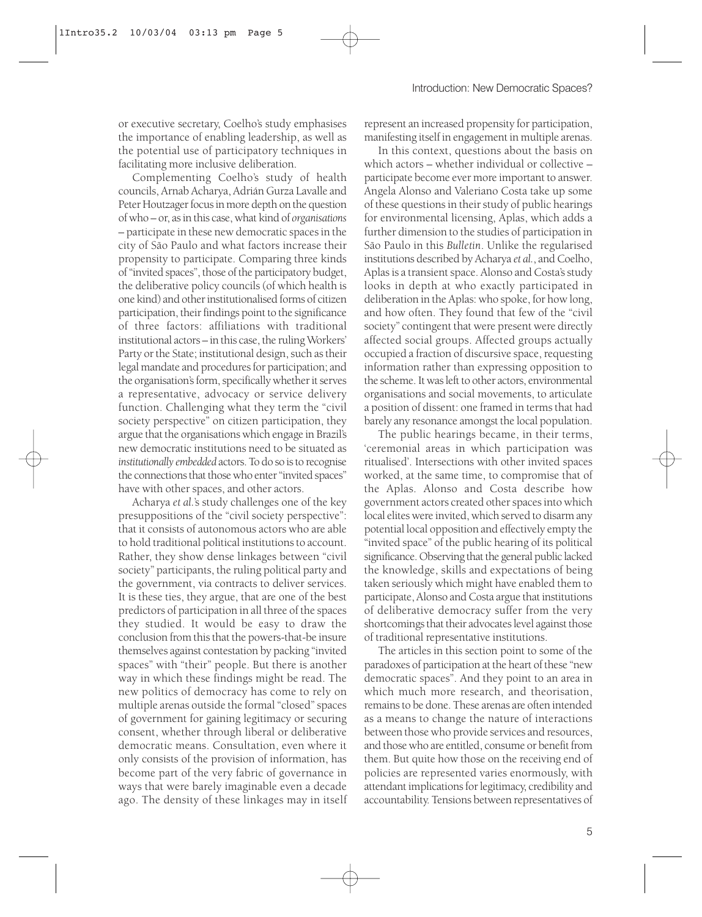or executive secretary, Coelho's study emphasises the importance of enabling leadership, as well as the potential use of participatory techniques in facilitating more inclusive deliberation.

Complementing Coelho's study of health councils, Arnab Acharya, Adrián Gurza Lavalle and Peter Houtzager focus in more depth on the question of who – or, as in this case, what kind of *organisations* – participate in these new democratic spaces in the city of São Paulo and what factors increase their propensity to participate. Comparing three kinds of "invited spaces", those of the participatory budget, the deliberative policy councils (of which health is one kind) and other institutionalised forms of citizen participation, their findings point to the significance of three factors: affiliations with traditional institutional actors – in this case, the ruling Workers' Party or the State; institutional design, such as their legal mandate and procedures for participation; and the organisation's form, specifically whether it serves a representative, advocacy or service delivery function. Challenging what they term the "civil society perspective" on citizen participation, they argue that the organisations which engage in Brazil's new democratic institutions need to be situated as *institutionally embedded* actors. To do so is to recognise the connections that those who enter "invited spaces" have with other spaces, and other actors.

Acharya *et al.*'s study challenges one of the key presuppositions of the "civil society perspective": that it consists of autonomous actors who are able to hold traditional political institutions to account. Rather, they show dense linkages between "civil society" participants, the ruling political party and the government, via contracts to deliver services. It is these ties, they argue, that are one of the best predictors of participation in all three of the spaces they studied. It would be easy to draw the conclusion from this that the powers-that-be insure themselves against contestation by packing "invited spaces" with "their" people. But there is another way in which these findings might be read. The new politics of democracy has come to rely on multiple arenas outside the formal "closed" spaces of government for gaining legitimacy or securing consent, whether through liberal or deliberative democratic means. Consultation, even where it only consists of the provision of information, has become part of the very fabric of governance in ways that were barely imaginable even a decade ago. The density of these linkages may in itself represent an increased propensity for participation, manifesting itself in engagement in multiple arenas.

In this context, questions about the basis on which actors – whether individual or collective – participate become ever more important to answer. Angela Alonso and Valeriano Costa take up some of these questions in their study of public hearings for environmental licensing, Aplas, which adds a further dimension to the studies of participation in São Paulo in this *Bulletin*. Unlike the regularised institutions described by Acharya *et al.*, and Coelho, Aplas is a transient space. Alonso and Costa's study looks in depth at who exactly participated in deliberation in the Aplas: who spoke, for how long, and how often. They found that few of the "civil society" contingent that were present were directly affected social groups. Affected groups actually occupied a fraction of discursive space, requesting information rather than expressing opposition to the scheme. It was left to other actors, environmental organisations and social movements, to articulate a position of dissent: one framed in terms that had barely any resonance amongst the local population.

The public hearings became, in their terms, 'ceremonial areas in which participation was ritualised'. Intersections with other invited spaces worked, at the same time, to compromise that of the Aplas. Alonso and Costa describe how government actors created other spaces into which local elites were invited, which served to disarm any potential local opposition and effectively empty the "invited space" of the public hearing of its political significance. Observing that the general public lacked the knowledge, skills and expectations of being taken seriously which might have enabled them to participate, Alonso and Costa argue that institutions of deliberative democracy suffer from the very shortcomings that their advocates level against those of traditional representative institutions.

The articles in this section point to some of the paradoxes of participation at the heart of these "new democratic spaces". And they point to an area in which much more research, and theorisation, remains to be done. These arenas are often intended as a means to change the nature of interactions between those who provide services and resources, and those who are entitled, consume or benefit from them. But quite how those on the receiving end of policies are represented varies enormously, with attendant implications for legitimacy, credibility and accountability. Tensions between representatives of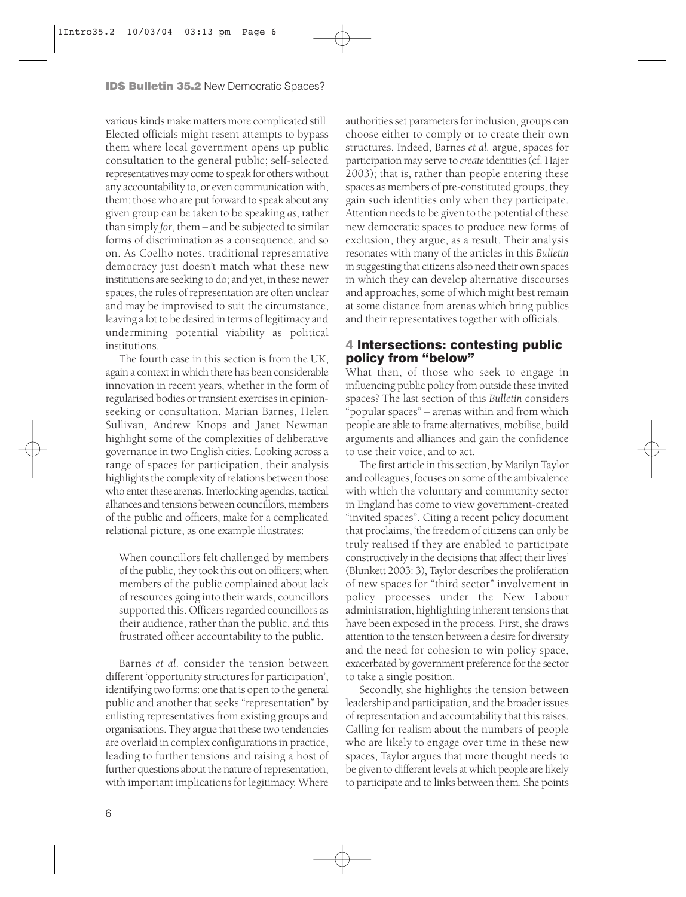various kinds make matters more complicated still. Elected officials might resent attempts to bypass them where local government opens up public consultation to the general public; self-selected representatives may come to speak for others without any accountability to, or even communication with, them; those who are put forward to speak about any given group can be taken to be speaking *as*, rather than simply *for*, them – and be subjected to similar forms of discrimination as a consequence, and so on. As Coelho notes, traditional representative democracy just doesn't match what these new institutions are seeking to do; and yet, in these newer spaces, the rules of representation are often unclear and may be improvised to suit the circumstance, leaving a lot to be desired in terms of legitimacy and undermining potential viability as political institutions.

The fourth case in this section is from the UK, again a context in which there has been considerable innovation in recent years, whether in the form of regularised bodies or transient exercises in opinion-seeking or consultation. Marian Barnes, Helen Sullivan, Andrew Knops and Janet Newman highlight some of the complexities of deliberative governance in two English cities. Looking across a range of spaces for participation, their analysis highlights the complexity of relations between those who enter these arenas. Interlocking agendas, tactical alliances and tensions between councillors, members of the public and officers, make for a complicated relational picture, as one example illustrates:

> When councillors felt challenged by members of the public, they took this out on officers; when members of the public complained about lack of resources going into their wards, councillors supported this. Officers regarded councillors as their audience, rather than the public, and this frustrated officer accountability to the public.

Barnes *et al.* consider the tension between different 'opportunity structures for participation', identifying two forms: one that is open to the general public and another that seeks "representation" by enlisting representatives from existing groups and organisations. They argue that these two tendencies are overlaid in complex configurations in practice, leading to further tensions and raising a host of further questions about the nature of representation, with important implications for legitimacy. Where authorities set parameters for inclusion, groups can choose either to comply or to create their own structures. Indeed, Barnes *et al.* argue, spaces for participation may serve to *create* identities (cf. Hajer 2003); that is, rather than people entering these spaces as members of pre-constituted groups, they gain such identities only when they participate. Attention needs to be given to the potential of these new democratic spaces to produce new forms of exclusion, they argue, as a result. Their analysis resonates with many of the articles in this *Bulletin* in suggesting that citizens also need their own spaces in which they can develop alternative discourses and approaches, some of which might best remain at some distance from arenas which bring publics and their representatives together with officials.

## 4 Intersections: contesting public policy from "below"

What then, of those who seek to engage in influencing public policy from outside these invited spaces? The last section of this *Bulletin* considers "popular spaces" – arenas within and from which people are able to frame alternatives, mobilise, build arguments and alliances and gain the confidence to use their voice, and to act.

The first article in this section, by Marilyn Taylor and colleagues, focuses on some of the ambivalence with which the voluntary and community sector in England has come to view government-created "invited spaces". Citing a recent policy document that proclaims, 'the freedom of citizens can only be truly realised if they are enabled to participate constructively in the decisions that affect their lives' (Blunkett 2003: 3), Taylor describes the proliferation of new spaces for "third sector" involvement in policy processes under the New Labour administration, highlighting inherent tensions that have been exposed in the process. First, she draws attention to the tension between a desire for diversity and the need for cohesion to win policy space, exacerbated by government preference for the sector to take a single position.

Secondly, she highlights the tension between leadership and participation, and the broader issues of representation and accountability that this raises. Calling for realism about the numbers of people who are likely to engage over time in these new spaces, Taylor argues that more thought needs to be given to different levels at which people are likely to participate and to links between them. She points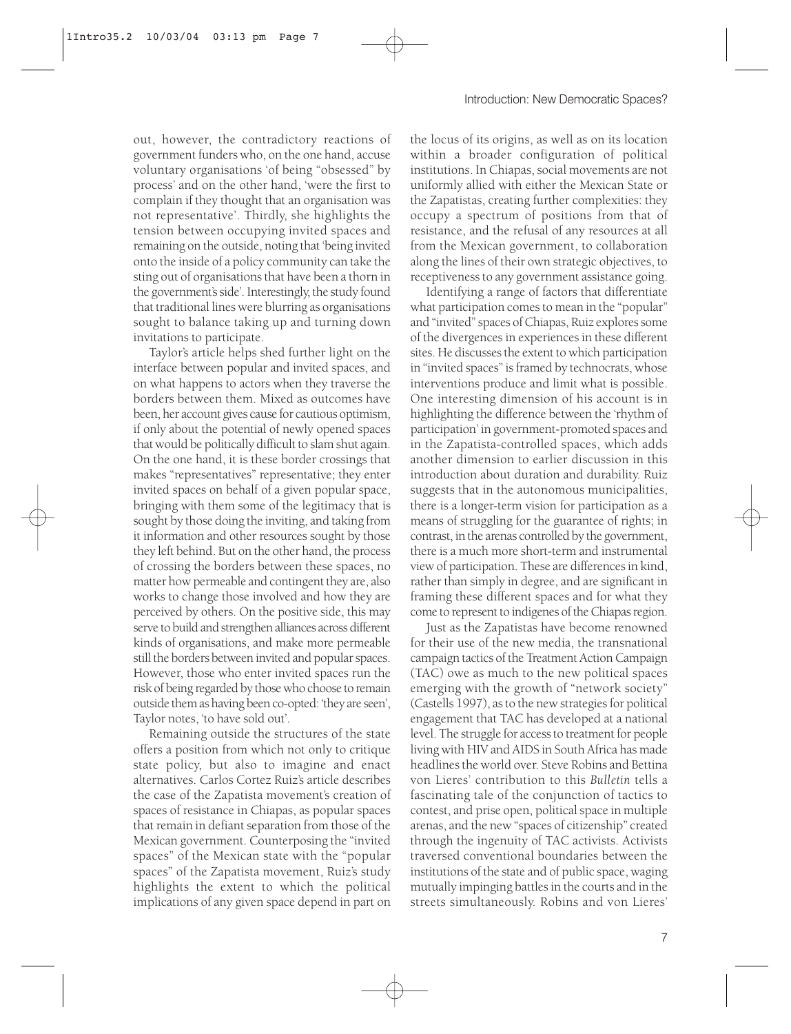out, however, the contradictory reactions of government funders who, on the one hand, accuse voluntary organisations 'of being "obsessed" by process' and on the other hand, 'were the first to complain if they thought that an organisation was not representative'. Thirdly, she highlights the tension between occupying invited spaces and remaining on the outside, noting that 'being invited onto the inside of a policy community can take the sting out of organisations that have been a thorn in the government's side'. Interestingly, the study found that traditional lines were blurring as organisations sought to balance taking up and turning down invitations to participate.

Taylor's article helps shed further light on the interface between popular and invited spaces, and on what happens to actors when they traverse the borders between them. Mixed as outcomes have been, her account gives cause for cautious optimism, if only about the potential of newly opened spaces that would be politically difficult to slam shut again. On the one hand, it is these border crossings that makes "representatives" representative; they enter invited spaces on behalf of a given popular space, bringing with them some of the legitimacy that is sought by those doing the inviting, and taking from it information and other resources sought by those they left behind. But on the other hand, the process of crossing the borders between these spaces, no matter how permeable and contingent they are, also works to change those involved and how they are perceived by others. On the positive side, this may serve to build and strengthen alliances across different kinds of organisations, and make more permeable still the borders between invited and popular spaces. However, those who enter invited spaces run the risk of being regarded by those who choose to remain outside them as having been co-opted: 'they are seen', Taylor notes, 'to have sold out'.

Remaining outside the structures of the state offers a position from which not only to critique state policy, but also to imagine and enact alternatives. Carlos Cortez Ruiz's article describes the case of the Zapatista movement's creation of spaces of resistance in Chiapas, as popular spaces that remain in defiant separation from those of the Mexican government. Counterposing the "invited spaces" of the Mexican state with the "popular spaces" of the Zapatista movement, Ruiz's study highlights the extent to which the political implications of any given space depend in part on the locus of its origins, as well as on its location within a broader configuration of political institutions. In Chiapas, social movements are not uniformly allied with either the Mexican State or the Zapatistas, creating further complexities: they occupy a spectrum of positions from that of resistance, and the refusal of any resources at all from the Mexican government, to collaboration along the lines of their own strategic objectives, to receptiveness to any government assistance going.

Identifying a range of factors that differentiate what participation comes to mean in the "popular" and "invited" spaces of Chiapas, Ruiz explores some of the divergences in experiences in these different sites. He discusses the extent to which participation in "invited spaces" is framed by technocrats, whose interventions produce and limit what is possible. One interesting dimension of his account is in highlighting the difference between the 'rhythm of participation' in government-promoted spaces and in the Zapatista-controlled spaces, which adds another dimension to earlier discussion in this introduction about duration and durability. Ruiz suggests that in the autonomous municipalities, there is a longer-term vision for participation as a means of struggling for the guarantee of rights; in contrast, in the arenas controlled by the government, there is a much more short-term and instrumental view of participation. These are differences in kind, rather than simply in degree, and are significant in framing these different spaces and for what they come to represent to indigenes of the Chiapas region.

Just as the Zapatistas have become renowned for their use of the new media, the transnational campaign tactics of the Treatment Action Campaign (TAC) owe as much to the new political spaces emerging with the growth of "network society" (Castells 1997), as to the new strategies for political engagement that TAC has developed at a national level. The struggle for access to treatment for people living with HIV and AIDS in South Africa has made headlines the world over. Steve Robins and Bettina von Lieres' contribution to this *Bulletin* tells a fascinating tale of the conjunction of tactics to contest, and prise open, political space in multiple arenas, and the new "spaces of citizenship" created through the ingenuity of TAC activists. Activists traversed conventional boundaries between the institutions of the state and of public space, waging mutually impinging battles in the courts and in the streets simultaneously. Robins and von Lieres'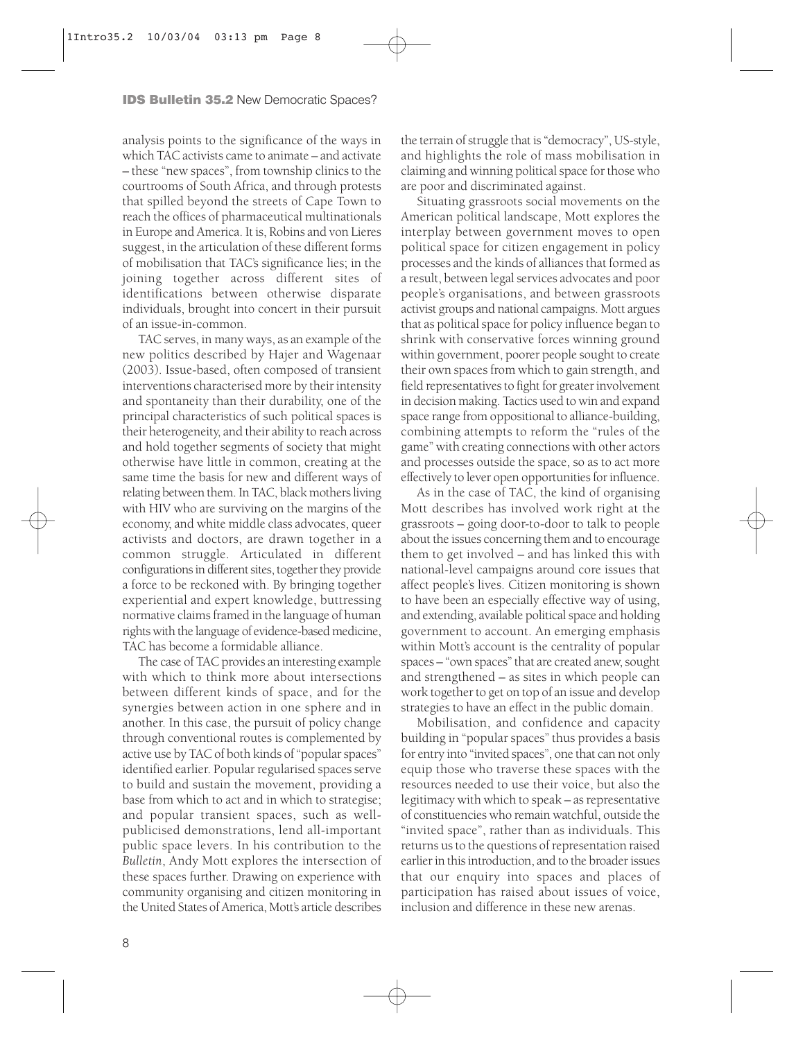analysis points to the significance of the ways in which TAC activists came to animate – and activate – these "new spaces", from township clinics to the courtrooms of South Africa, and through protests that spilled beyond the streets of Cape Town to reach the offices of pharmaceutical multinationals in Europe and America. It is, Robins and von Lieres suggest, in the articulation of these different forms of mobilisation that TAC's significance lies; in the joining together across different sites of identifications between otherwise disparate individuals, brought into concert in their pursuit of an issue-in-common.

TAC serves, in many ways, as an example of the new politics described by Hajer and Wagenaar (2003). Issue-based, often composed of transient interventions characterised more by their intensity and spontaneity than their durability, one of the principal characteristics of such political spaces is their heterogeneity, and their ability to reach across and hold together segments of society that might otherwise have little in common, creating at the same time the basis for new and different ways of relating between them. In TAC, black mothers living with HIV who are surviving on the margins of the economy, and white middle class advocates, queer activists and doctors, are drawn together in a common struggle. Articulated in different configurations in different sites, together they provide a force to be reckoned with. By bringing together experiential and expert knowledge, buttressing normative claims framed in the language of human rights with the language of evidence-based medicine, TAC has become a formidable alliance.

The case of TAC provides an interesting example with which to think more about intersections between different kinds of space, and for the synergies between action in one sphere and in another. In this case, the pursuit of policy change through conventional routes is complemented by active use by TAC of both kinds of "popular spaces" identified earlier. Popular regularised spaces serve to build and sustain the movement, providing a base from which to act and in which to strategise; and popular transient spaces, such as well-publicised demonstrations, lend all-important public space levers. In his contribution to the *Bulletin*, Andy Mott explores the intersection of these spaces further. Drawing on experience with community organising and citizen monitoring in the United States of America, Mott's article describes the terrain of struggle that is "democracy", US-style, and highlights the role of mass mobilisation in claiming and winning political space for those who are poor and discriminated against.

Situating grassroots social movements on the American political landscape, Mott explores the interplay between government moves to open political space for citizen engagement in policy processes and the kinds of alliances that formed as a result, between legal services advocates and poor people's organisations, and between grassroots activist groups and national campaigns. Mott argues that as political space for policy influence began to shrink with conservative forces winning ground within government, poorer people sought to create their own spaces from which to gain strength, and field representatives to fight for greater involvement in decision making. Tactics used to win and expand space range from oppositional to alliance-building, combining attempts to reform the "rules of the game" with creating connections with other actors and processes outside the space, so as to act more effectively to lever open opportunities for influence.

As in the case of TAC, the kind of organising Mott describes has involved work right at the grassroots – going door-to-door to talk to people about the issues concerning them and to encourage them to get involved – and has linked this with national-level campaigns around core issues that affect people's lives. Citizen monitoring is shown to have been an especially effective way of using, and extending, available political space and holding government to account. An emerging emphasis within Mott's account is the centrality of popular spaces – "own spaces" that are created anew, sought and strengthened – as sites in which people can work together to get on top of an issue and develop strategies to have an effect in the public domain.

Mobilisation, and confidence and capacity building in "popular spaces" thus provides a basis for entry into "invited spaces", one that can not only equip those who traverse these spaces with the resources needed to use their voice, but also the legitimacy with which to speak – as representative of constituencies who remain watchful, outside the "invited space", rather than as individuals. This returns us to the questions of representation raised earlier in this introduction, and to the broader issues that our enquiry into spaces and places of participation has raised about issues of voice, inclusion and difference in these new arenas.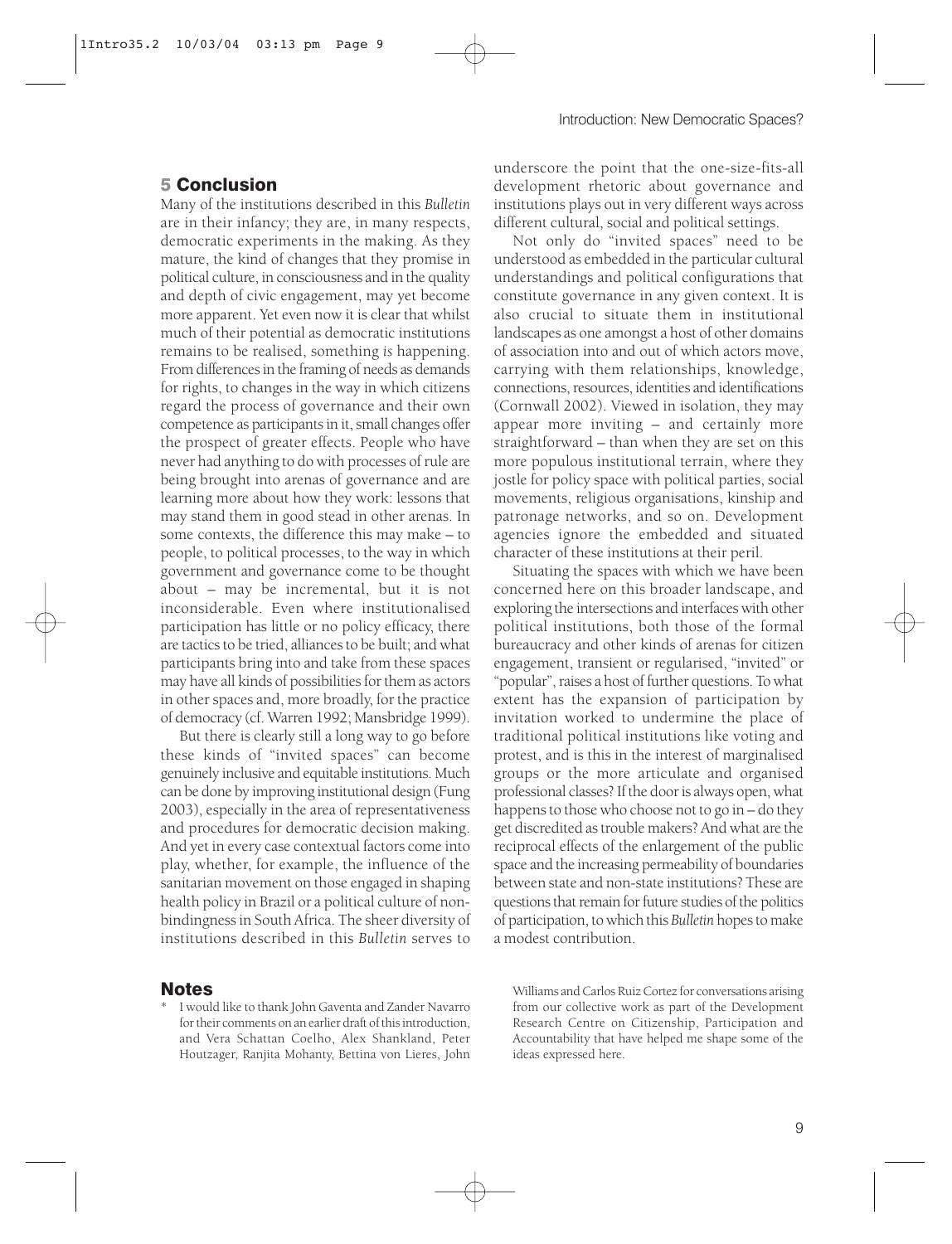## 5 Conclusion

Many of the institutions described in this *Bulletin* are in their infancy; they are, in many respects, democratic experiments in the making. As they mature, the kind of changes that they promise in political culture, in consciousness and in the quality and depth of civic engagement, may yet become more apparent. Yet even now it is clear that whilst much of their potential as democratic institutions remains to be realised, something *is* happening. From differences in the framing of needs as demands for rights, to changes in the way in which citizens regard the process of governance and their own competence as participants in it, small changes offer the prospect of greater effects. People who have never had anything to do with processes of rule are being brought into arenas of governance and are learning more about how they work: lessons that may stand them in good stead in other arenas. In some contexts, the difference this may make – to people, to political processes, to the way in which government and governance come to be thought about – may be incremental, but it is not inconsiderable. Even where institutionalised participation has little or no policy efficacy, there are tactics to be tried, alliances to be built; and what participants bring into and take from these spaces may have all kinds of possibilities for them as actors in other spaces and, more broadly, for the practice of democracy (cf. Warren 1992; Mansbridge 1999).

But there is clearly still a long way to go before these kinds of "invited spaces" can become genuinely inclusive and equitable institutions. Much can be done by improving institutional design (Fung 2003), especially in the area of representativeness and procedures for democratic decision making. And yet in every case contextual factors come into play, whether, for example, the influence of the sanitarian movement on those engaged in shaping health policy in Brazil or a political culture of non-bindingness in South Africa. The sheer diversity of institutions described in this *Bulletin* serves to underscore the point that the one-size-fits-all development rhetoric about governance and institutions plays out in very different ways across different cultural, social and political settings.

Not only do "invited spaces" need to be understood as embedded in the particular cultural understandings and political configurations that constitute governance in any given context. It is also crucial to situate them in institutional landscapes as one amongst a host of other domains of association into and out of which actors move, carrying with them relationships, knowledge, connections, resources, identities and identifications (Cornwall 2002). Viewed in isolation, they may appear more inviting – and certainly more straightforward – than when they are set on this more populous institutional terrain, where they jostle for policy space with political parties, social movements, religious organisations, kinship and patronage networks, and so on. Development agencies ignore the embedded and situated character of these institutions at their peril.

Situating the spaces with which we have been concerned here on this broader landscape, and exploring the intersections and interfaces with other political institutions, both those of the formal bureaucracy and other kinds of arenas for citizen engagement, transient or regularised, "invited" or "popular", raises a host of further questions. To what extent has the expansion of participation by invitation worked to undermine the place of traditional political institutions like voting and protest, and is this in the interest of marginalised groups or the more articulate and organised professional classes? If the door is always open, what happens to those who choose not to go in – do they get discredited as trouble makers? And what are the reciprocal effects of the enlargement of the public space and the increasing permeability of boundaries between state and non-state institutions? These are questions that remain for future studies of the politics of participation, to which this *Bulletin* hopes to make a modest contribution.

## Notes

\* I would like to thank John Gaventa and Zander Navarro for their comments on an earlier draft of this introduction, and Vera Schattan Coelho, Alex Shankland, Peter Houtzager, Ranjita Mohanty, Bettina von Lieres, John Williams and Carlos Ruiz Cortez for conversations arising from our collective work as part of the Development Research Centre on Citizenship, Participation and Accountability that have helped me shape some of the ideas expressed here.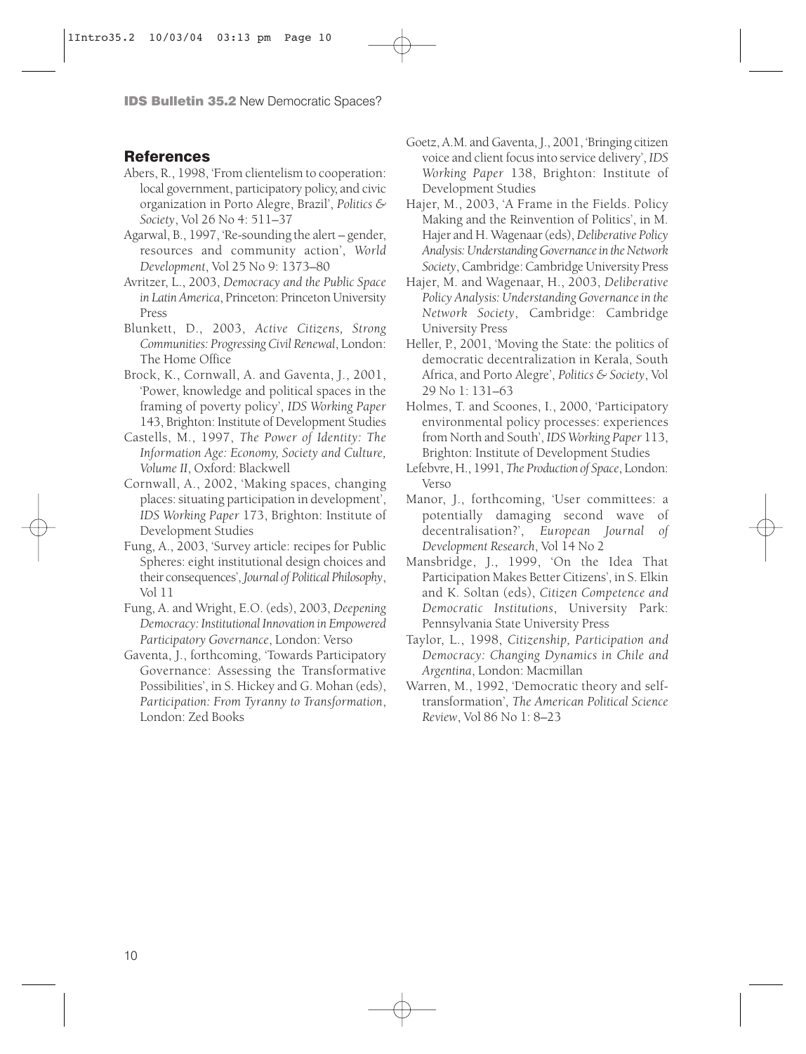## References

Abers, R., 1998, 'From clientelism to cooperation: local government, participatory policy, and civic organization in Porto Alegre, Brazil', *Politics & Society*, Vol 26 No 4: 511–37

Agarwal, B., 1997, 'Re-sounding the alert – gender, resources and community action', *World Development*, Vol 25 No 9: 1373–80

Avritzer, L., 2003, *Democracy and the Public Space in Latin America*, Princeton: Princeton University Press

Blunkett, D., 2003, *Active Citizens, Strong Communities: Progressing Civil Renewal*, London: The Home Office

Brock, K., Cornwall, A. and Gaventa, J., 2001, 'Power, knowledge and political spaces in the framing of poverty policy', *IDS Working Paper* 143, Brighton: Institute of Development Studies

Castells, M., 1997, *The Power of Identity: The Information Age: Economy, Society and Culture, Volume II*, Oxford: Blackwell

Cornwall, A., 2002, 'Making spaces, changing places: situating participation in development', *IDS Working Paper* 173, Brighton: Institute of Development Studies

Fung, A., 2003, 'Survey article: recipes for Public Spheres: eight institutional design choices and their consequences', *Journal of Political Philosophy*, Vol 11

Fung, A. and Wright, E.O. (eds), 2003, *Deepening Democracy: Institutional Innovation in Empowered Participatory Governance*, London: Verso

Gaventa, J., forthcoming, 'Towards Participatory Governance: Assessing the Transformative Possibilities', in S. Hickey and G. Mohan (eds), *Participation: From Tyranny to Transformation*, London: Zed Books

Goetz, A.M. and Gaventa, J., 2001, 'Bringing citizen voice and client focus into service delivery', *IDS Working Paper* 138, Brighton: Institute of Development Studies

Hajer, M., 2003, 'A Frame in the Fields. Policy Making and the Reinvention of Politics', in M. Hajer and H. Wagenaar (eds), *Deliberative Policy Analysis: Understanding Governance in the Network Society*, Cambridge: Cambridge University Press

Hajer, M. and Wagenaar, H., 2003, *Deliberative Policy Analysis: Understanding Governance in the Network Society*, Cambridge: Cambridge University Press

Heller, P., 2001, 'Moving the State: the politics of democratic decentralization in Kerala, South Africa, and Porto Alegre', *Politics & Society*, Vol 29 No 1: 131–63

Holmes, T. and Scoones, I., 2000, 'Participatory environmental policy processes: experiences from North and South', *IDS Working Paper* 113, Brighton: Institute of Development Studies

Lefebvre, H., 1991, *The Production of Space*, London: Verso

Manor, J., forthcoming, 'User committees: a potentially damaging second wave of decentralisation?', *European Journal of Development Research*, Vol 14 No 2

Mansbridge, J., 1999, 'On the Idea That Participation Makes Better Citizens', in S. Elkin and K. Soltan (eds), *Citizen Competence and Democratic Institutions*, University Park: Pennsylvania State University Press

Taylor, L., 1998, *Citizenship, Participation and Democracy: Changing Dynamics in Chile and Argentina*, London: Macmillan

Warren, M., 1992, 'Democratic theory and self-transformation', *The American Political Science Review*, Vol 86 No 1: 8–23